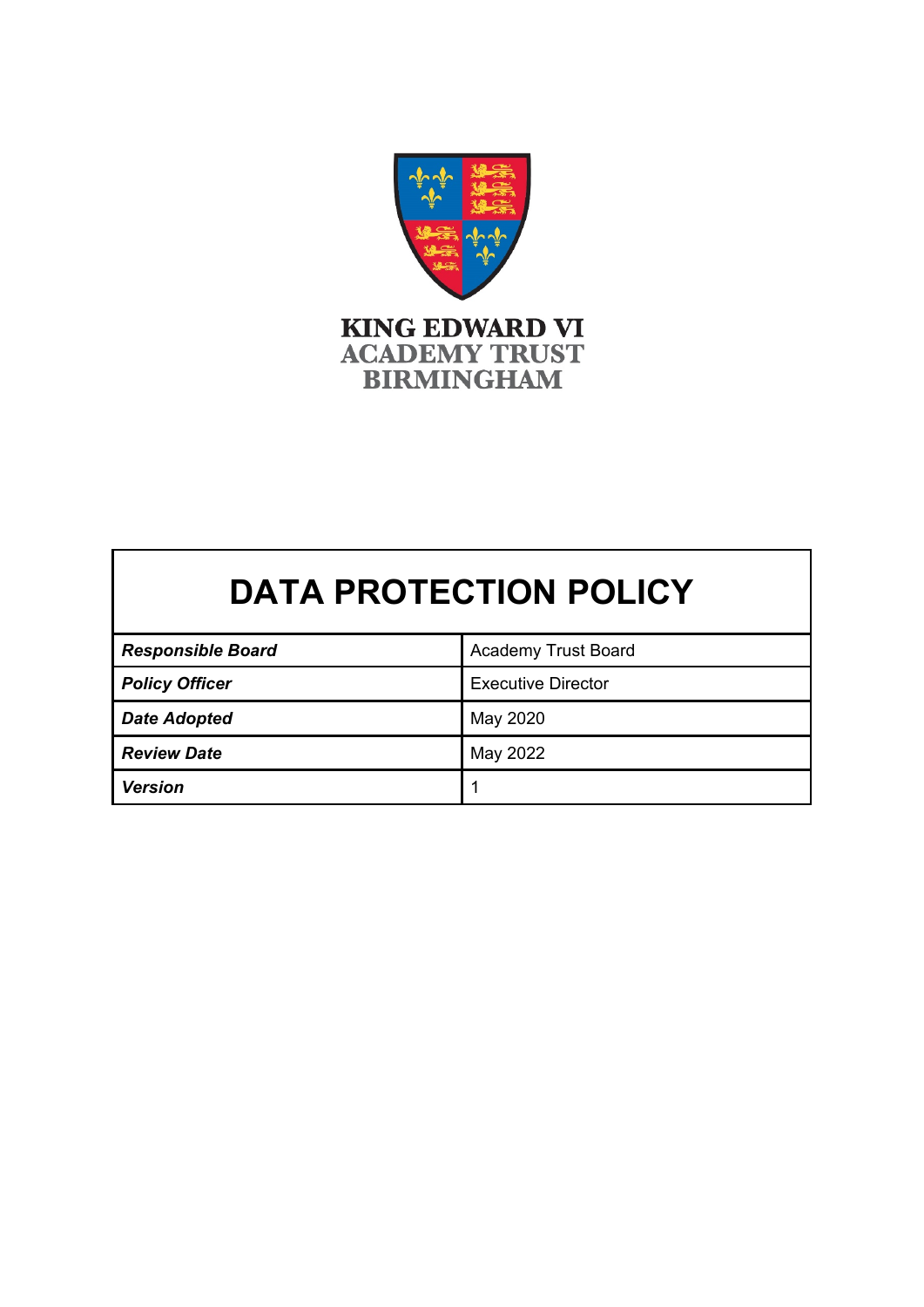KING EDWARD VI
ACADEMY TRUST
BIRMINGHAM

# DATA PROTECTION POLICY

| | |
|---|---|
| ***Responsible Board*** | Academy Trust Board |
| ***Policy Officer*** | Executive Director |
| ***Date Adopted*** | May 2020 |
| ***Review Date*** | May 2022 |
| ***Version*** | 1 |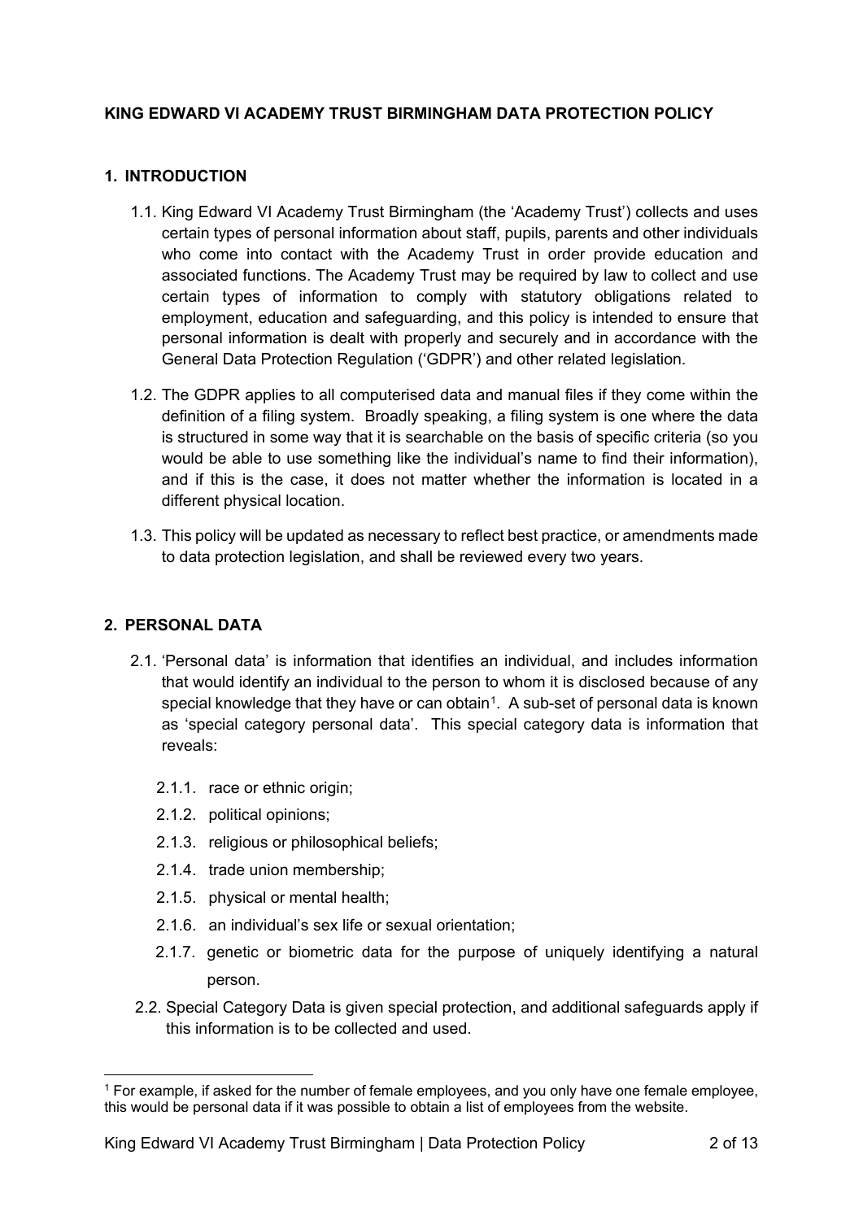**KING EDWARD VI ACADEMY TRUST BIRMINGHAM DATA PROTECTION POLICY**

## 1. INTRODUCTION

1.1. King Edward VI Academy Trust Birmingham (the 'Academy Trust') collects and uses certain types of personal information about staff, pupils, parents and other individuals who come into contact with the Academy Trust in order provide education and associated functions. The Academy Trust may be required by law to collect and use certain types of information to comply with statutory obligations related to employment, education and safeguarding, and this policy is intended to ensure that personal information is dealt with properly and securely and in accordance with the General Data Protection Regulation ('GDPR') and other related legislation.

1.2. The GDPR applies to all computerised data and manual files if they come within the definition of a filing system. Broadly speaking, a filing system is one where the data is structured in some way that it is searchable on the basis of specific criteria (so you would be able to use something like the individual's name to find their information), and if this is the case, it does not matter whether the information is located in a different physical location.

1.3. This policy will be updated as necessary to reflect best practice, or amendments made to data protection legislation, and shall be reviewed every two years.

## 2. PERSONAL DATA

2.1. 'Personal data' is information that identifies an individual, and includes information that would identify an individual to the person to whom it is disclosed because of any special knowledge that they have or can obtain[1]. A sub-set of personal data is known as 'special category personal data'. This special category data is information that reveals:

- 2.1.1. race or ethnic origin;
- 2.1.2. political opinions;
- 2.1.3. religious or philosophical beliefs;
- 2.1.4. trade union membership;
- 2.1.5. physical or mental health;
- 2.1.6. an individual's sex life or sexual orientation;
- 2.1.7. genetic or biometric data for the purpose of uniquely identifying a natural person.

2.2. Special Category Data is given special protection, and additional safeguards apply if this information is to be collected and used.

[1] For example, if asked for the number of female employees, and you only have one female employee, this would be personal data if it was possible to obtain a list of employees from the website.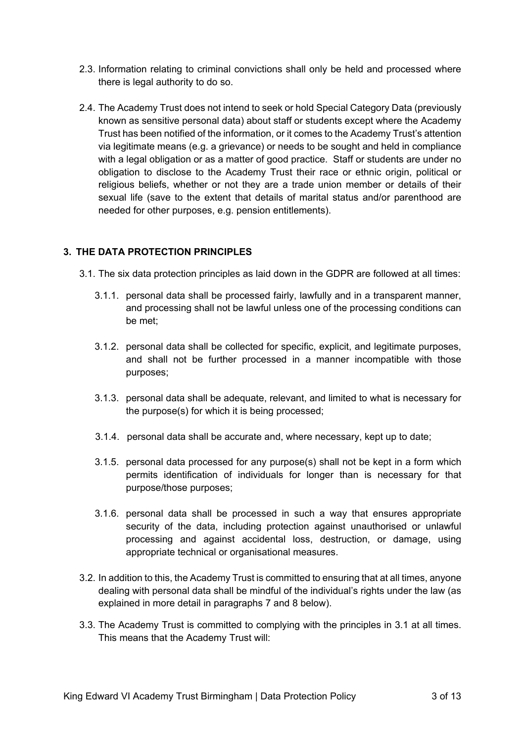2.3. Information relating to criminal convictions shall only be held and processed where there is legal authority to do so.

2.4. The Academy Trust does not intend to seek or hold Special Category Data (previously known as sensitive personal data) about staff or students except where the Academy Trust has been notified of the information, or it comes to the Academy Trust's attention via legitimate means (e.g. a grievance) or needs to be sought and held in compliance with a legal obligation or as a matter of good practice. Staff or students are under no obligation to disclose to the Academy Trust their race or ethnic origin, political or religious beliefs, whether or not they are a trade union member or details of their sexual life (save to the extent that details of marital status and/or parenthood are needed for other purposes, e.g. pension entitlements).

## 3. THE DATA PROTECTION PRINCIPLES

3.1. The six data protection principles as laid down in the GDPR are followed at all times:

3.1.1. personal data shall be processed fairly, lawfully and in a transparent manner, and processing shall not be lawful unless one of the processing conditions can be met;

3.1.2. personal data shall be collected for specific, explicit, and legitimate purposes, and shall not be further processed in a manner incompatible with those purposes;

3.1.3. personal data shall be adequate, relevant, and limited to what is necessary for the purpose(s) for which it is being processed;

3.1.4. personal data shall be accurate and, where necessary, kept up to date;

3.1.5. personal data processed for any purpose(s) shall not be kept in a form which permits identification of individuals for longer than is necessary for that purpose/those purposes;

3.1.6. personal data shall be processed in such a way that ensures appropriate security of the data, including protection against unauthorised or unlawful processing and against accidental loss, destruction, or damage, using appropriate technical or organisational measures.

3.2. In addition to this, the Academy Trust is committed to ensuring that at all times, anyone dealing with personal data shall be mindful of the individual's rights under the law (as explained in more detail in paragraphs 7 and 8 below).

3.3. The Academy Trust is committed to complying with the principles in 3.1 at all times. This means that the Academy Trust will: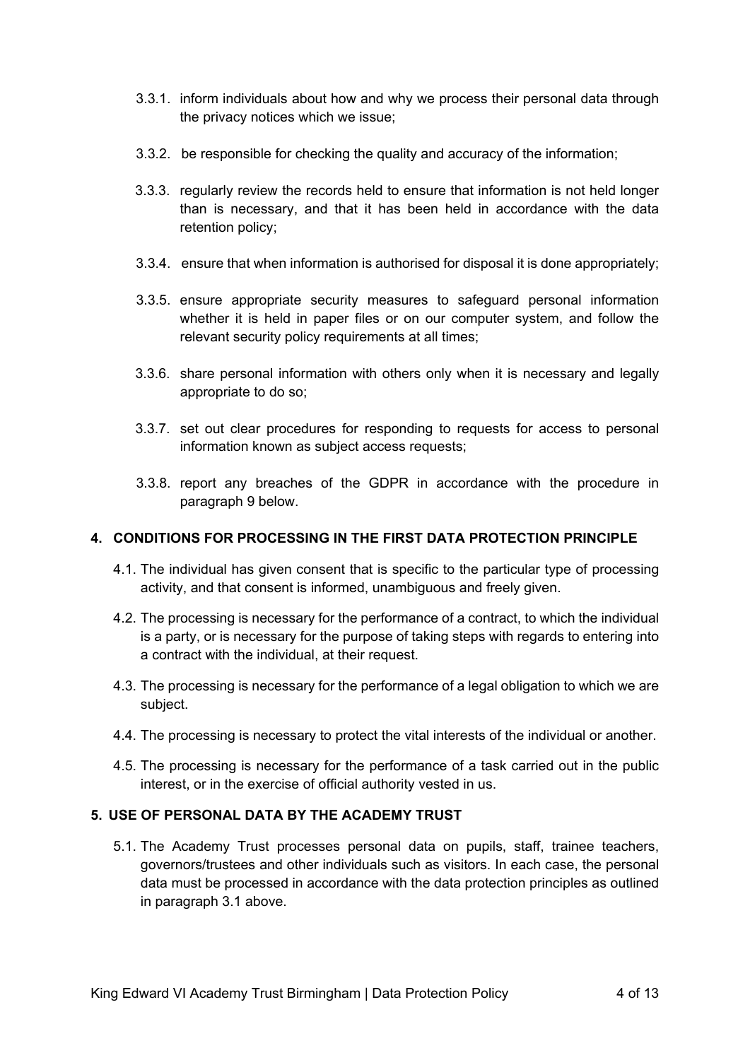3.3.1. inform individuals about how and why we process their personal data through the privacy notices which we issue;

3.3.2. be responsible for checking the quality and accuracy of the information;

3.3.3. regularly review the records held to ensure that information is not held longer than is necessary, and that it has been held in accordance with the data retention policy;

3.3.4. ensure that when information is authorised for disposal it is done appropriately;

3.3.5. ensure appropriate security measures to safeguard personal information whether it is held in paper files or on our computer system, and follow the relevant security policy requirements at all times;

3.3.6. share personal information with others only when it is necessary and legally appropriate to do so;

3.3.7. set out clear procedures for responding to requests for access to personal information known as subject access requests;

3.3.8. report any breaches of the GDPR in accordance with the procedure in paragraph 9 below.

## 4. CONDITIONS FOR PROCESSING IN THE FIRST DATA PROTECTION PRINCIPLE

4.1. The individual has given consent that is specific to the particular type of processing activity, and that consent is informed, unambiguous and freely given.

4.2. The processing is necessary for the performance of a contract, to which the individual is a party, or is necessary for the purpose of taking steps with regards to entering into a contract with the individual, at their request.

4.3. The processing is necessary for the performance of a legal obligation to which we are subject.

4.4. The processing is necessary to protect the vital interests of the individual or another.

4.5. The processing is necessary for the performance of a task carried out in the public interest, or in the exercise of official authority vested in us.

## 5. USE OF PERSONAL DATA BY THE ACADEMY TRUST

5.1. The Academy Trust processes personal data on pupils, staff, trainee teachers, governors/trustees and other individuals such as visitors. In each case, the personal data must be processed in accordance with the data protection principles as outlined in paragraph 3.1 above.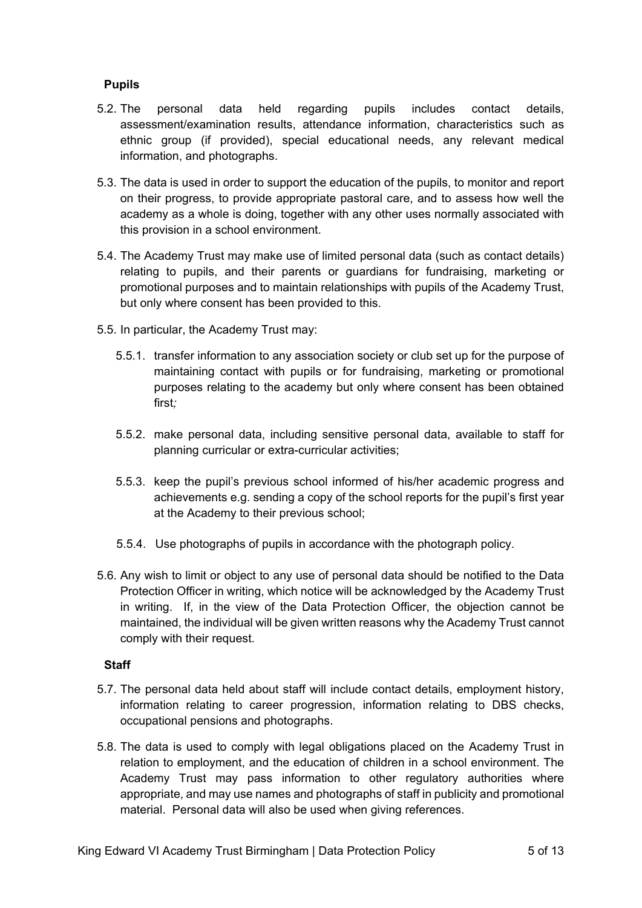**Pupils**

5.2. The personal data held regarding pupils includes contact details, assessment/examination results, attendance information, characteristics such as ethnic group (if provided), special educational needs, any relevant medical information, and photographs.

5.3. The data is used in order to support the education of the pupils, to monitor and report on their progress, to provide appropriate pastoral care, and to assess how well the academy as a whole is doing, together with any other uses normally associated with this provision in a school environment.

5.4. The Academy Trust may make use of limited personal data (such as contact details) relating to pupils, and their parents or guardians for fundraising, marketing or promotional purposes and to maintain relationships with pupils of the Academy Trust, but only where consent has been provided to this.

5.5. In particular, the Academy Trust may:

5.5.1. transfer information to any association society or club set up for the purpose of maintaining contact with pupils or for fundraising, marketing or promotional purposes relating to the academy but only where consent has been obtained first*;*

5.5.2. make personal data, including sensitive personal data, available to staff for planning curricular or extra-curricular activities;

5.5.3. keep the pupil's previous school informed of his/her academic progress and achievements e.g. sending a copy of the school reports for the pupil's first year at the Academy to their previous school;

5.5.4. Use photographs of pupils in accordance with the photograph policy.

5.6. Any wish to limit or object to any use of personal data should be notified to the Data Protection Officer in writing, which notice will be acknowledged by the Academy Trust in writing. If, in the view of the Data Protection Officer, the objection cannot be maintained, the individual will be given written reasons why the Academy Trust cannot comply with their request.

**Staff**

5.7. The personal data held about staff will include contact details, employment history, information relating to career progression, information relating to DBS checks, occupational pensions and photographs.

5.8. The data is used to comply with legal obligations placed on the Academy Trust in relation to employment, and the education of children in a school environment. The Academy Trust may pass information to other regulatory authorities where appropriate, and may use names and photographs of staff in publicity and promotional material. Personal data will also be used when giving references.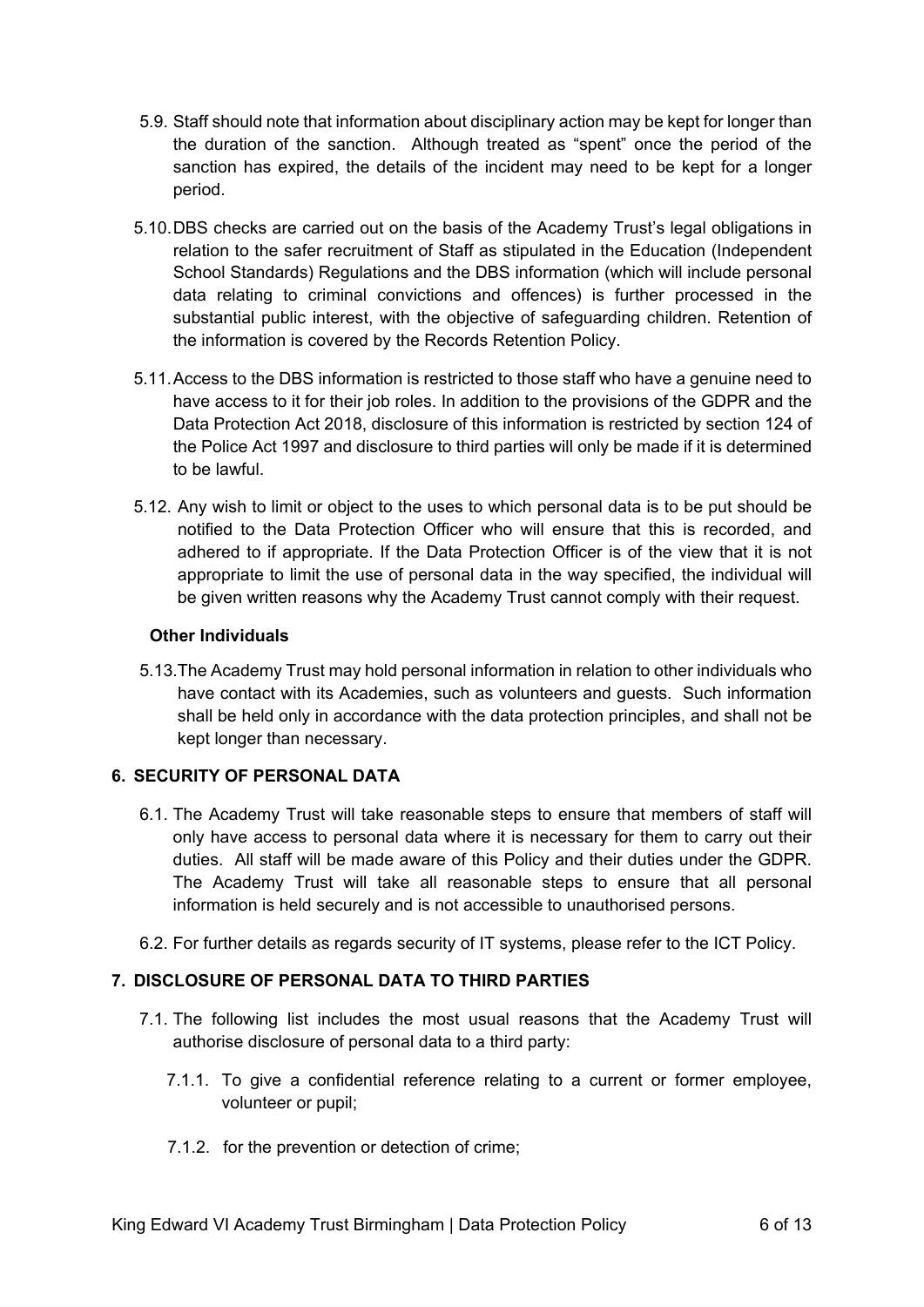5.9. Staff should note that information about disciplinary action may be kept for longer than the duration of the sanction. Although treated as "spent" once the period of the sanction has expired, the details of the incident may need to be kept for a longer period.

5.10. DBS checks are carried out on the basis of the Academy Trust's legal obligations in relation to the safer recruitment of Staff as stipulated in the Education (Independent School Standards) Regulations and the DBS information (which will include personal data relating to criminal convictions and offences) is further processed in the substantial public interest, with the objective of safeguarding children. Retention of the information is covered by the Records Retention Policy.

5.11. Access to the DBS information is restricted to those staff who have a genuine need to have access to it for their job roles. In addition to the provisions of the GDPR and the Data Protection Act 2018, disclosure of this information is restricted by section 124 of the Police Act 1997 and disclosure to third parties will only be made if it is determined to be lawful.

5.12. Any wish to limit or object to the uses to which personal data is to be put should be notified to the Data Protection Officer who will ensure that this is recorded, and adhered to if appropriate. If the Data Protection Officer is of the view that it is not appropriate to limit the use of personal data in the way specified, the individual will be given written reasons why the Academy Trust cannot comply with their request.

**Other Individuals**

5.13. The Academy Trust may hold personal information in relation to other individuals who have contact with its Academies, such as volunteers and guests. Such information shall be held only in accordance with the data protection principles, and shall not be kept longer than necessary.

## 6. SECURITY OF PERSONAL DATA

6.1. The Academy Trust will take reasonable steps to ensure that members of staff will only have access to personal data where it is necessary for them to carry out their duties. All staff will be made aware of this Policy and their duties under the GDPR. The Academy Trust will take all reasonable steps to ensure that all personal information is held securely and is not accessible to unauthorised persons.

6.2. For further details as regards security of IT systems, please refer to the ICT Policy.

## 7. DISCLOSURE OF PERSONAL DATA TO THIRD PARTIES

7.1. The following list includes the most usual reasons that the Academy Trust will authorise disclosure of personal data to a third party:

7.1.1. To give a confidential reference relating to a current or former employee, volunteer or pupil;

7.1.2. for the prevention or detection of crime;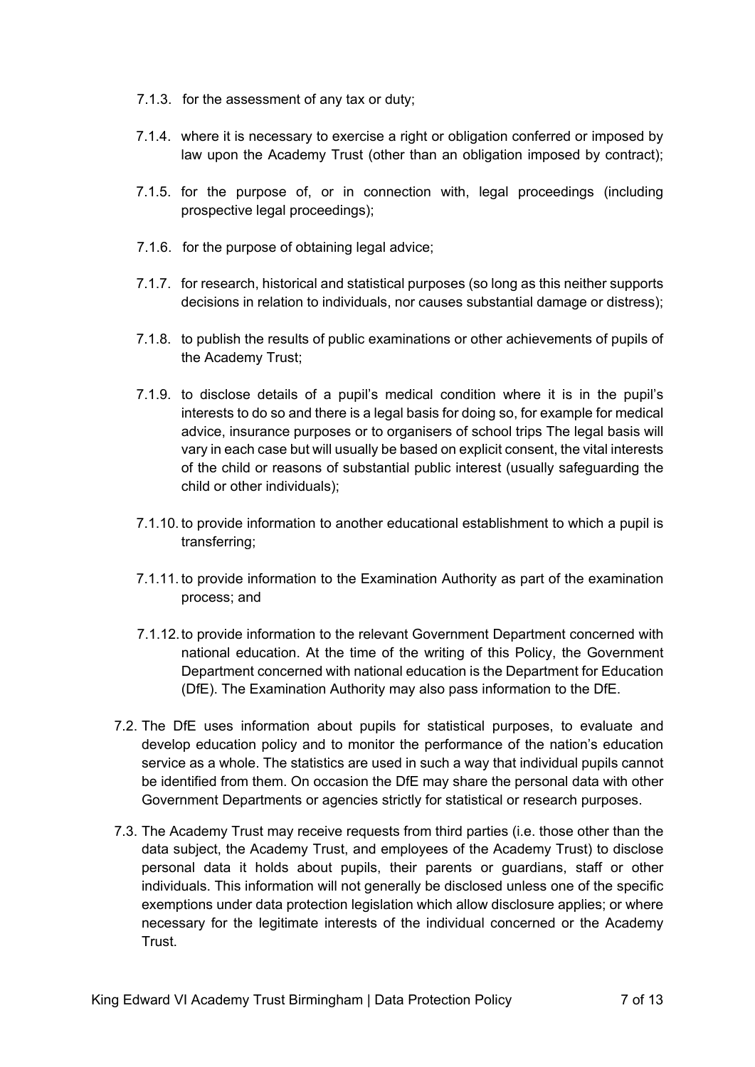7.1.3. for the assessment of any tax or duty;

7.1.4. where it is necessary to exercise a right or obligation conferred or imposed by law upon the Academy Trust (other than an obligation imposed by contract);

7.1.5. for the purpose of, or in connection with, legal proceedings (including prospective legal proceedings);

7.1.6. for the purpose of obtaining legal advice;

7.1.7. for research, historical and statistical purposes (so long as this neither supports decisions in relation to individuals, nor causes substantial damage or distress);

7.1.8. to publish the results of public examinations or other achievements of pupils of the Academy Trust;

7.1.9. to disclose details of a pupil's medical condition where it is in the pupil's interests to do so and there is a legal basis for doing so, for example for medical advice, insurance purposes or to organisers of school trips The legal basis will vary in each case but will usually be based on explicit consent, the vital interests of the child or reasons of substantial public interest (usually safeguarding the child or other individuals);

7.1.10. to provide information to another educational establishment to which a pupil is transferring;

7.1.11. to provide information to the Examination Authority as part of the examination process; and

7.1.12. to provide information to the relevant Government Department concerned with national education. At the time of the writing of this Policy, the Government Department concerned with national education is the Department for Education (DfE). The Examination Authority may also pass information to the DfE.

7.2. The DfE uses information about pupils for statistical purposes, to evaluate and develop education policy and to monitor the performance of the nation's education service as a whole. The statistics are used in such a way that individual pupils cannot be identified from them. On occasion the DfE may share the personal data with other Government Departments or agencies strictly for statistical or research purposes.

7.3. The Academy Trust may receive requests from third parties (i.e. those other than the data subject, the Academy Trust, and employees of the Academy Trust) to disclose personal data it holds about pupils, their parents or guardians, staff or other individuals. This information will not generally be disclosed unless one of the specific exemptions under data protection legislation which allow disclosure applies; or where necessary for the legitimate interests of the individual concerned or the Academy Trust.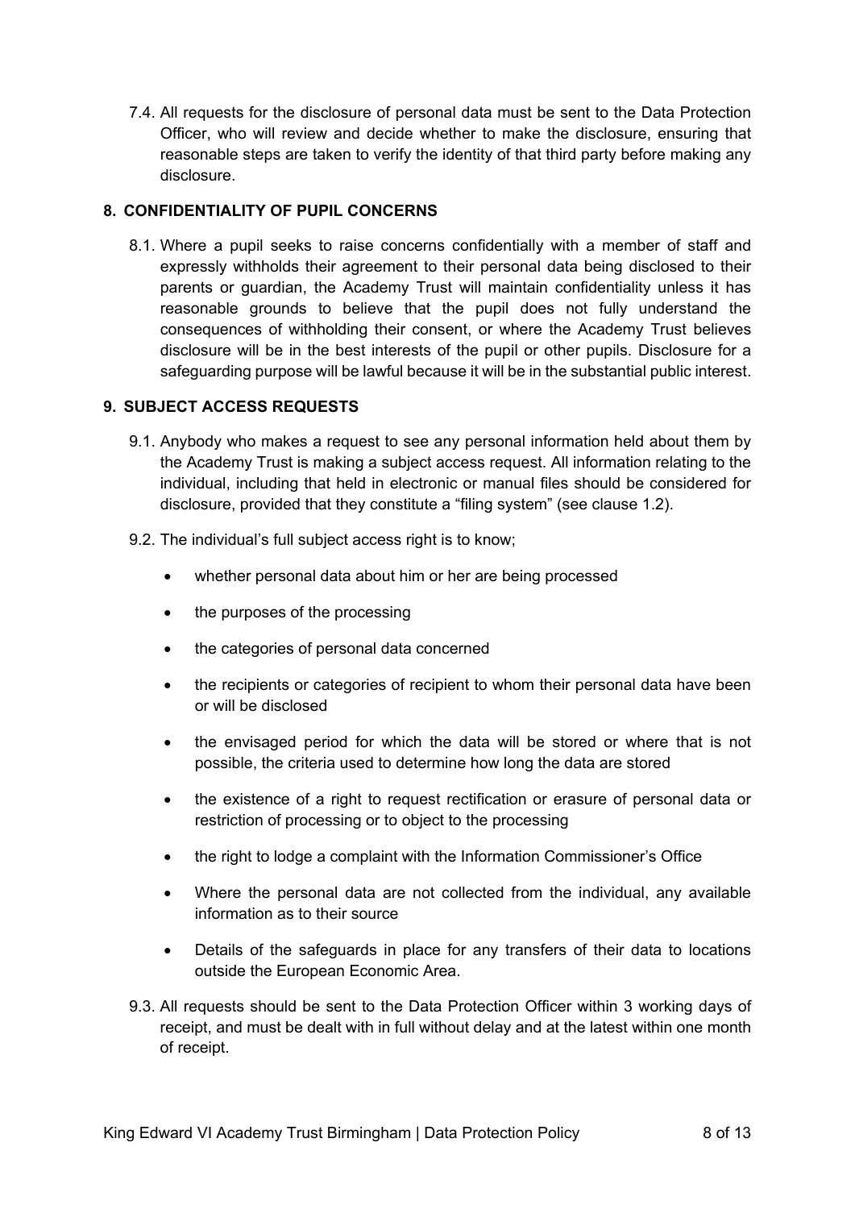7.4. All requests for the disclosure of personal data must be sent to the Data Protection Officer, who will review and decide whether to make the disclosure, ensuring that reasonable steps are taken to verify the identity of that third party before making any disclosure.

## 8. CONFIDENTIALITY OF PUPIL CONCERNS

8.1. Where a pupil seeks to raise concerns confidentially with a member of staff and expressly withholds their agreement to their personal data being disclosed to their parents or guardian, the Academy Trust will maintain confidentiality unless it has reasonable grounds to believe that the pupil does not fully understand the consequences of withholding their consent, or where the Academy Trust believes disclosure will be in the best interests of the pupil or other pupils. Disclosure for a safeguarding purpose will be lawful because it will be in the substantial public interest.

## 9. SUBJECT ACCESS REQUESTS

9.1. Anybody who makes a request to see any personal information held about them by the Academy Trust is making a subject access request. All information relating to the individual, including that held in electronic or manual files should be considered for disclosure, provided that they constitute a "filing system" (see clause 1.2).

9.2. The individual's full subject access right is to know;

- whether personal data about him or her are being processed
- the purposes of the processing
- the categories of personal data concerned
- the recipients or categories of recipient to whom their personal data have been or will be disclosed
- the envisaged period for which the data will be stored or where that is not possible, the criteria used to determine how long the data are stored
- the existence of a right to request rectification or erasure of personal data or restriction of processing or to object to the processing
- the right to lodge a complaint with the Information Commissioner's Office
- Where the personal data are not collected from the individual, any available information as to their source
- Details of the safeguards in place for any transfers of their data to locations outside the European Economic Area.

9.3. All requests should be sent to the Data Protection Officer within 3 working days of receipt, and must be dealt with in full without delay and at the latest within one month of receipt.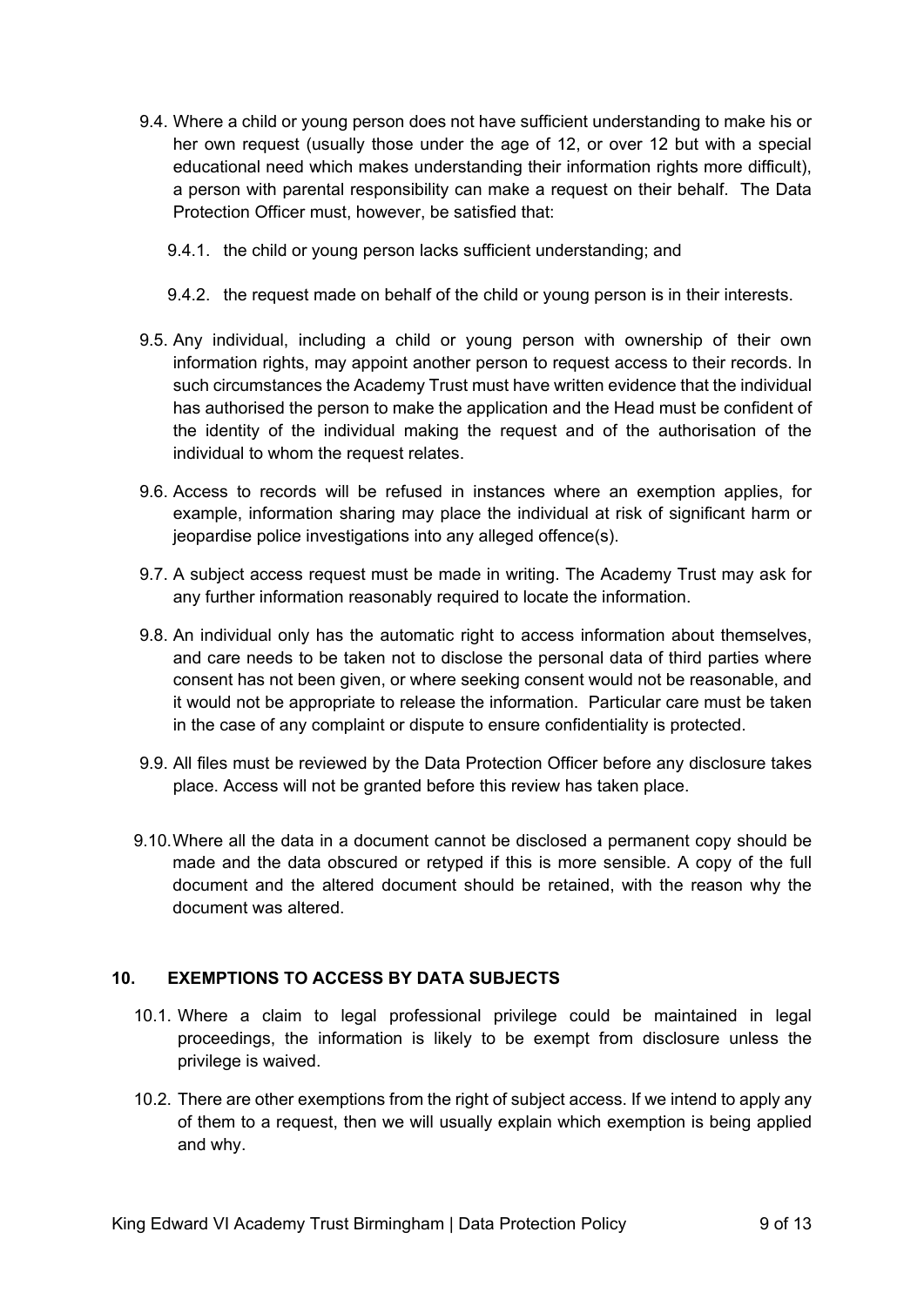9.4. Where a child or young person does not have sufficient understanding to make his or her own request (usually those under the age of 12, or over 12 but with a special educational need which makes understanding their information rights more difficult), a person with parental responsibility can make a request on their behalf. The Data Protection Officer must, however, be satisfied that:

9.4.1. the child or young person lacks sufficient understanding; and

9.4.2. the request made on behalf of the child or young person is in their interests.

9.5. Any individual, including a child or young person with ownership of their own information rights, may appoint another person to request access to their records. In such circumstances the Academy Trust must have written evidence that the individual has authorised the person to make the application and the Head must be confident of the identity of the individual making the request and of the authorisation of the individual to whom the request relates.

9.6. Access to records will be refused in instances where an exemption applies, for example, information sharing may place the individual at risk of significant harm or jeopardise police investigations into any alleged offence(s).

9.7. A subject access request must be made in writing. The Academy Trust may ask for any further information reasonably required to locate the information.

9.8. An individual only has the automatic right to access information about themselves, and care needs to be taken not to disclose the personal data of third parties where consent has not been given, or where seeking consent would not be reasonable, and it would not be appropriate to release the information. Particular care must be taken in the case of any complaint or dispute to ensure confidentiality is protected.

9.9. All files must be reviewed by the Data Protection Officer before any disclosure takes place. Access will not be granted before this review has taken place.

9.10. Where all the data in a document cannot be disclosed a permanent copy should be made and the data obscured or retyped if this is more sensible. A copy of the full document and the altered document should be retained, with the reason why the document was altered.

## 10. EXEMPTIONS TO ACCESS BY DATA SUBJECTS

10.1. Where a claim to legal professional privilege could be maintained in legal proceedings, the information is likely to be exempt from disclosure unless the privilege is waived.

10.2. There are other exemptions from the right of subject access. If we intend to apply any of them to a request, then we will usually explain which exemption is being applied and why.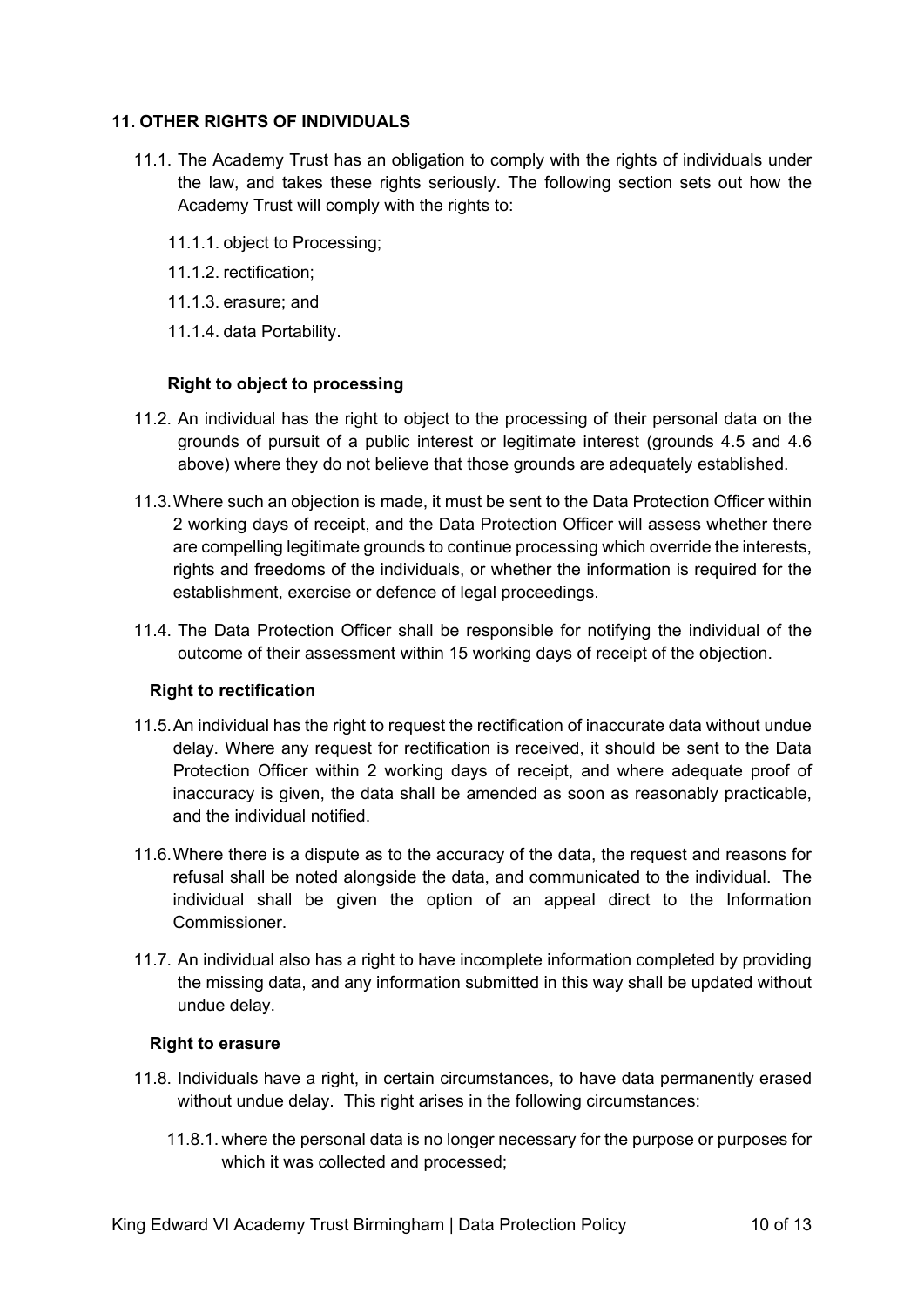## 11. OTHER RIGHTS OF INDIVIDUALS

11.1. The Academy Trust has an obligation to comply with the rights of individuals under the law, and takes these rights seriously. The following section sets out how the Academy Trust will comply with the rights to:

11.1.1. object to Processing;

11.1.2. rectification;

11.1.3. erasure; and

11.1.4. data Portability.

### Right to object to processing

11.2. An individual has the right to object to the processing of their personal data on the grounds of pursuit of a public interest or legitimate interest (grounds 4.5 and 4.6 above) where they do not believe that those grounds are adequately established.

11.3. Where such an objection is made, it must be sent to the Data Protection Officer within 2 working days of receipt, and the Data Protection Officer will assess whether there are compelling legitimate grounds to continue processing which override the interests, rights and freedoms of the individuals, or whether the information is required for the establishment, exercise or defence of legal proceedings.

11.4. The Data Protection Officer shall be responsible for notifying the individual of the outcome of their assessment within 15 working days of receipt of the objection.

### Right to rectification

11.5. An individual has the right to request the rectification of inaccurate data without undue delay. Where any request for rectification is received, it should be sent to the Data Protection Officer within 2 working days of receipt, and where adequate proof of inaccuracy is given, the data shall be amended as soon as reasonably practicable, and the individual notified.

11.6. Where there is a dispute as to the accuracy of the data, the request and reasons for refusal shall be noted alongside the data, and communicated to the individual. The individual shall be given the option of an appeal direct to the Information Commissioner.

11.7. An individual also has a right to have incomplete information completed by providing the missing data, and any information submitted in this way shall be updated without undue delay.

### Right to erasure

11.8. Individuals have a right, in certain circumstances, to have data permanently erased without undue delay. This right arises in the following circumstances:

11.8.1. where the personal data is no longer necessary for the purpose or purposes for which it was collected and processed;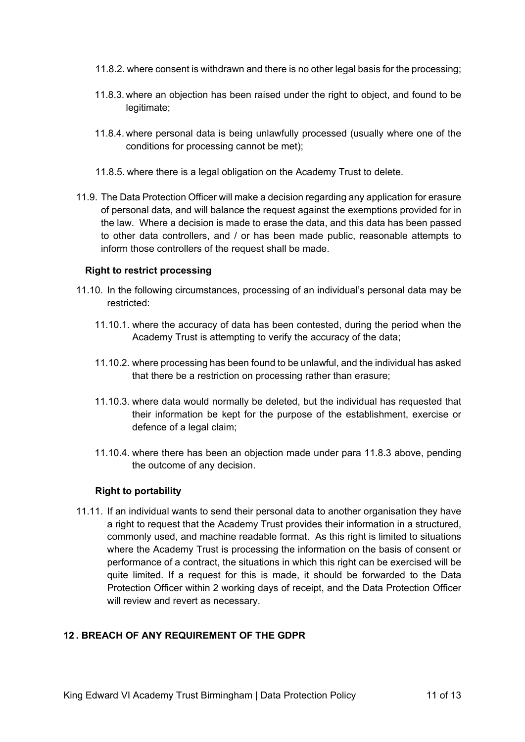11.8.2. where consent is withdrawn and there is no other legal basis for the processing;

11.8.3. where an objection has been raised under the right to object, and found to be legitimate;

11.8.4. where personal data is being unlawfully processed (usually where one of the conditions for processing cannot be met);

11.8.5. where there is a legal obligation on the Academy Trust to delete.

11.9. The Data Protection Officer will make a decision regarding any application for erasure of personal data, and will balance the request against the exemptions provided for in the law. Where a decision is made to erase the data, and this data has been passed to other data controllers, and / or has been made public, reasonable attempts to inform those controllers of the request shall be made.

**Right to restrict processing**

11.10. In the following circumstances, processing of an individual's personal data may be restricted:

11.10.1. where the accuracy of data has been contested, during the period when the Academy Trust is attempting to verify the accuracy of the data;

11.10.2. where processing has been found to be unlawful, and the individual has asked that there be a restriction on processing rather than erasure;

11.10.3. where data would normally be deleted, but the individual has requested that their information be kept for the purpose of the establishment, exercise or defence of a legal claim;

11.10.4. where there has been an objection made under para 11.8.3 above, pending the outcome of any decision.

**Right to portability**

11.11. If an individual wants to send their personal data to another organisation they have a right to request that the Academy Trust provides their information in a structured, commonly used, and machine readable format. As this right is limited to situations where the Academy Trust is processing the information on the basis of consent or performance of a contract, the situations in which this right can be exercised will be quite limited. If a request for this is made, it should be forwarded to the Data Protection Officer within 2 working days of receipt, and the Data Protection Officer will review and revert as necessary.

## 12 . BREACH OF ANY REQUIREMENT OF THE GDPR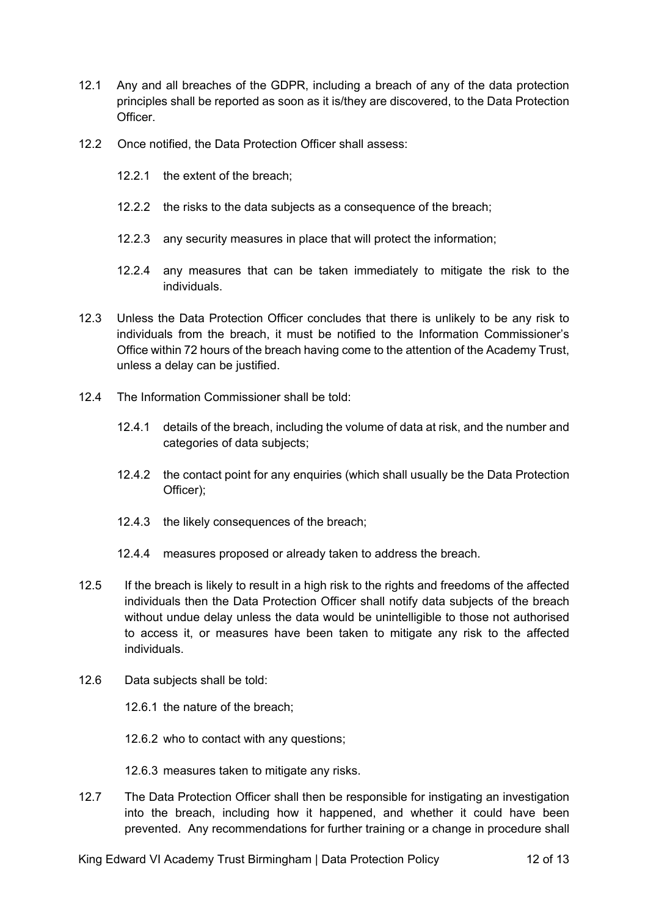12.1 Any and all breaches of the GDPR, including a breach of any of the data protection principles shall be reported as soon as it is/they are discovered, to the Data Protection Officer.

12.2 Once notified, the Data Protection Officer shall assess:

12.2.1 the extent of the breach;

12.2.2 the risks to the data subjects as a consequence of the breach;

12.2.3 any security measures in place that will protect the information;

12.2.4 any measures that can be taken immediately to mitigate the risk to the individuals.

12.3 Unless the Data Protection Officer concludes that there is unlikely to be any risk to individuals from the breach, it must be notified to the Information Commissioner's Office within 72 hours of the breach having come to the attention of the Academy Trust, unless a delay can be justified.

12.4 The Information Commissioner shall be told:

12.4.1 details of the breach, including the volume of data at risk, and the number and categories of data subjects;

12.4.2 the contact point for any enquiries (which shall usually be the Data Protection Officer);

12.4.3 the likely consequences of the breach;

12.4.4 measures proposed or already taken to address the breach.

12.5 If the breach is likely to result in a high risk to the rights and freedoms of the affected individuals then the Data Protection Officer shall notify data subjects of the breach without undue delay unless the data would be unintelligible to those not authorised to access it, or measures have been taken to mitigate any risk to the affected individuals.

12.6 Data subjects shall be told:

12.6.1 the nature of the breach;

12.6.2 who to contact with any questions;

12.6.3 measures taken to mitigate any risks.

12.7 The Data Protection Officer shall then be responsible for instigating an investigation into the breach, including how it happened, and whether it could have been prevented. Any recommendations for further training or a change in procedure shall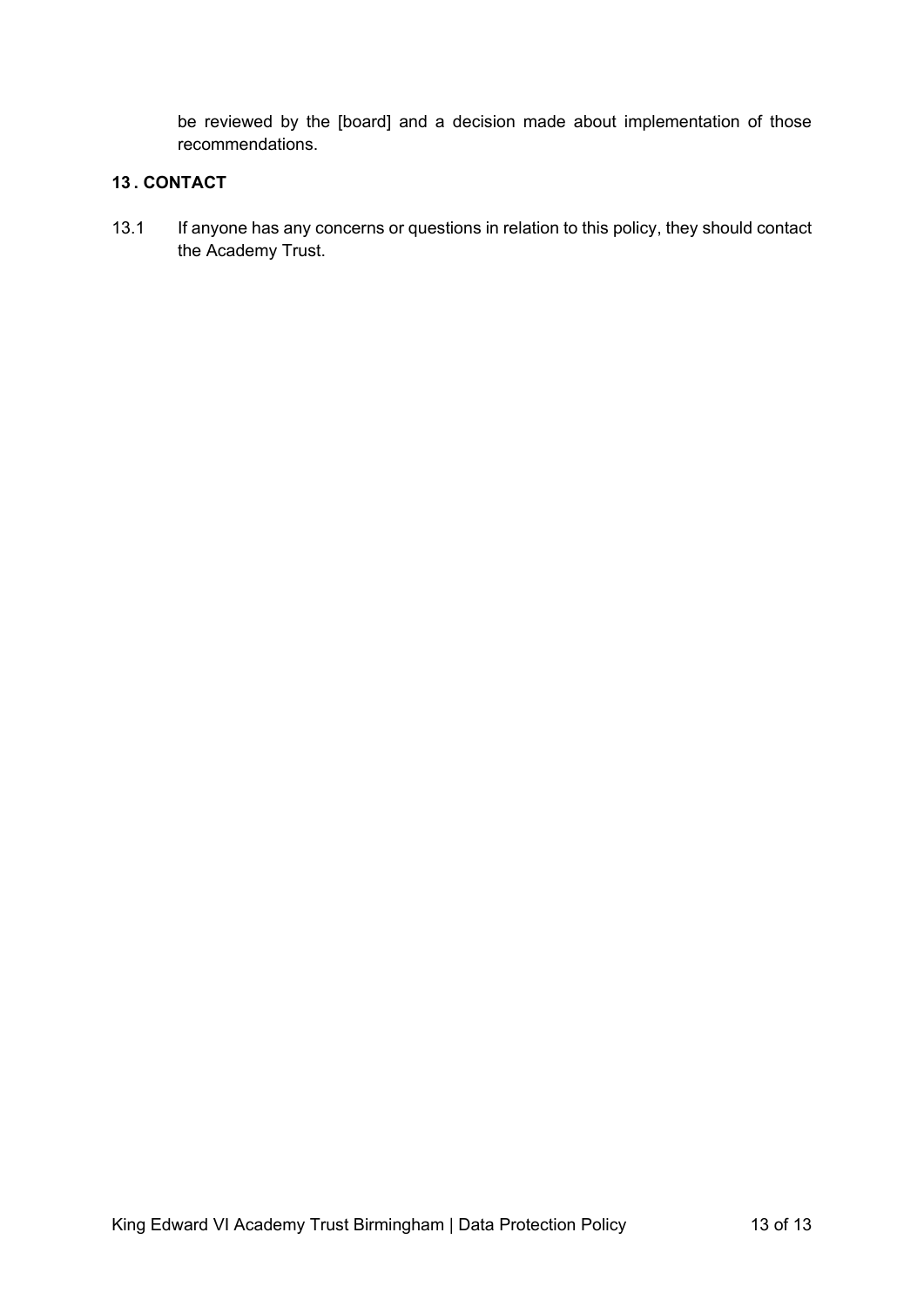be reviewed by the [board] and a decision made about implementation of those recommendations.

## 13. CONTACT

13.1 If anyone has any concerns or questions in relation to this policy, they should contact the Academy Trust.